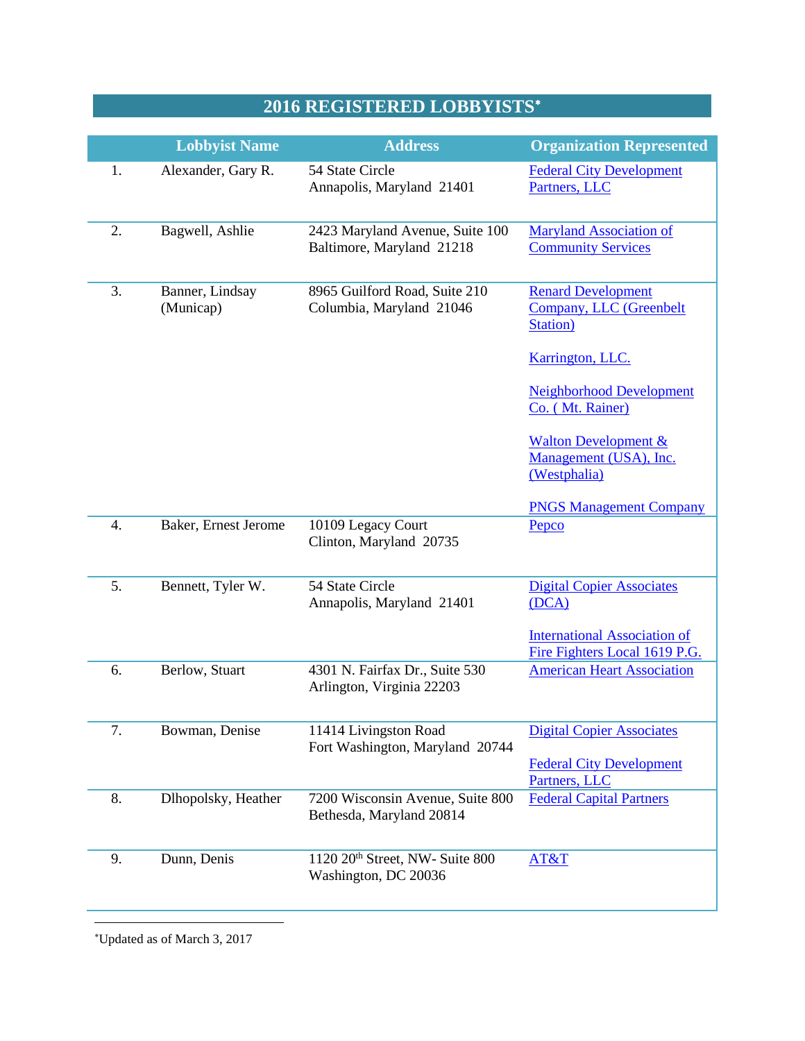# 2016 REGISTERED LOBBYISTS*

| | Lobbyist Name | Address | Organization Represented |
|---|---|---|---|
| 1. | Alexander, Gary R. | 54 State Circle<br>Annapolis, Maryland 21401 | Federal City Development Partners, LLC |
| 2. | Bagwell, Ashlie | 2423 Maryland Avenue, Suite 100<br>Baltimore, Maryland 21218 | Maryland Association of Community Services |
| 3. | Banner, Lindsay (Municap) | 8965 Guilford Road, Suite 210<br>Columbia, Maryland 21046 | Renard Development Company, LLC (Greenbelt Station)<br><br>Karrington, LLC.<br><br>Neighborhood Development Co. ( Mt. Rainer)<br><br>Walton Development & Management (USA), Inc. (Westphalia)<br><br>PNGS Management Company |
| 4. | Baker, Ernest Jerome | 10109 Legacy Court<br>Clinton, Maryland 20735 | Pepco |
| 5. | Bennett, Tyler W. | 54 State Circle<br>Annapolis, Maryland 21401 | Digital Copier Associates (DCA)<br><br>International Association of Fire Fighters Local 1619 P.G. |
| 6. | Berlow, Stuart | 4301 N. Fairfax Dr., Suite 530<br>Arlington, Virginia 22203 | American Heart Association |
| 7. | Bowman, Denise | 11414 Livingston Road<br>Fort Washington, Maryland 20744 | Digital Copier Associates<br><br>Federal City Development Partners, LLC |
| 8. | Dlhopolsky, Heather | 7200 Wisconsin Avenue, Suite 800<br>Bethesda, Maryland 20814 | Federal Capital Partners |
| 9. | Dunn, Denis | 1120 20th Street, NW- Suite 800<br>Washington, DC 20036 | AT&T |

*Updated as of March 3, 2017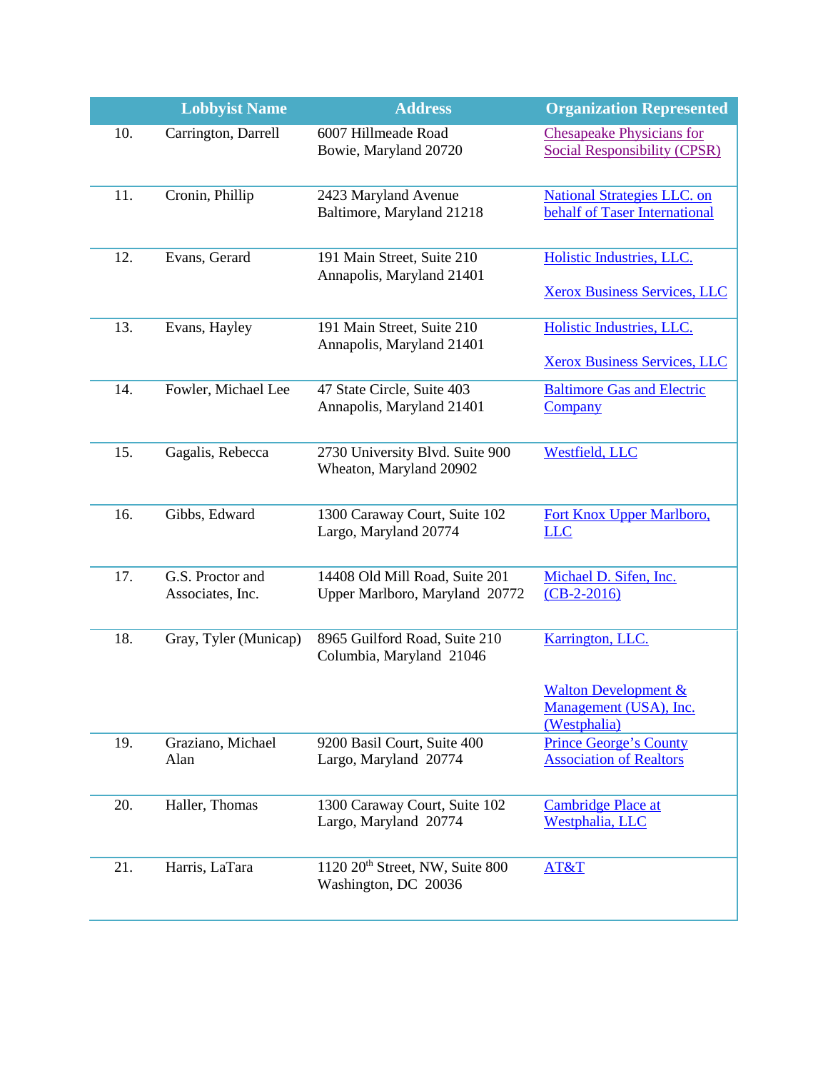| | Lobbyist Name | Address | Organization Represented |
|---|---|---|---|
| 10. | Carrington, Darrell | 6007 Hillmeade Road<br>Bowie, Maryland 20720 | Chesapeake Physicians for Social Responsibility (CPSR) |
| 11. | Cronin, Phillip | 2423 Maryland Avenue<br>Baltimore, Maryland 21218 | National Strategies LLC. on behalf of Taser International |
| 12. | Evans, Gerard | 191 Main Street, Suite 210<br>Annapolis, Maryland 21401 | Holistic Industries, LLC.<br><br>Xerox Business Services, LLC |
| 13. | Evans, Hayley | 191 Main Street, Suite 210<br>Annapolis, Maryland 21401 | Holistic Industries, LLC.<br><br>Xerox Business Services, LLC |
| 14. | Fowler, Michael Lee | 47 State Circle, Suite 403<br>Annapolis, Maryland 21401 | Baltimore Gas and Electric Company |
| 15. | Gagalis, Rebecca | 2730 University Blvd. Suite 900<br>Wheaton, Maryland 20902 | Westfield, LLC |
| 16. | Gibbs, Edward | 1300 Caraway Court, Suite 102<br>Largo, Maryland 20774 | Fort Knox Upper Marlboro, LLC |
| 17. | G.S. Proctor and Associates, Inc. | 14408 Old Mill Road, Suite 201<br>Upper Marlboro, Maryland 20772 | Michael D. Sifen, Inc. (CB-2-2016) |
| 18. | Gray, Tyler (Municap) | 8965 Guilford Road, Suite 210<br>Columbia, Maryland 21046 | Karrington, LLC.<br><br>Walton Development & Management (USA), Inc. (Westphalia) |
| 19. | Graziano, Michael Alan | 9200 Basil Court, Suite 400<br>Largo, Maryland 20774 | Prince George's County Association of Realtors |
| 20. | Haller, Thomas | 1300 Caraway Court, Suite 102<br>Largo, Maryland 20774 | Cambridge Place at Westphalia, LLC |
| 21. | Harris, LaTara | 1120 20th Street, NW, Suite 800<br>Washington, DC 20036 | AT&T |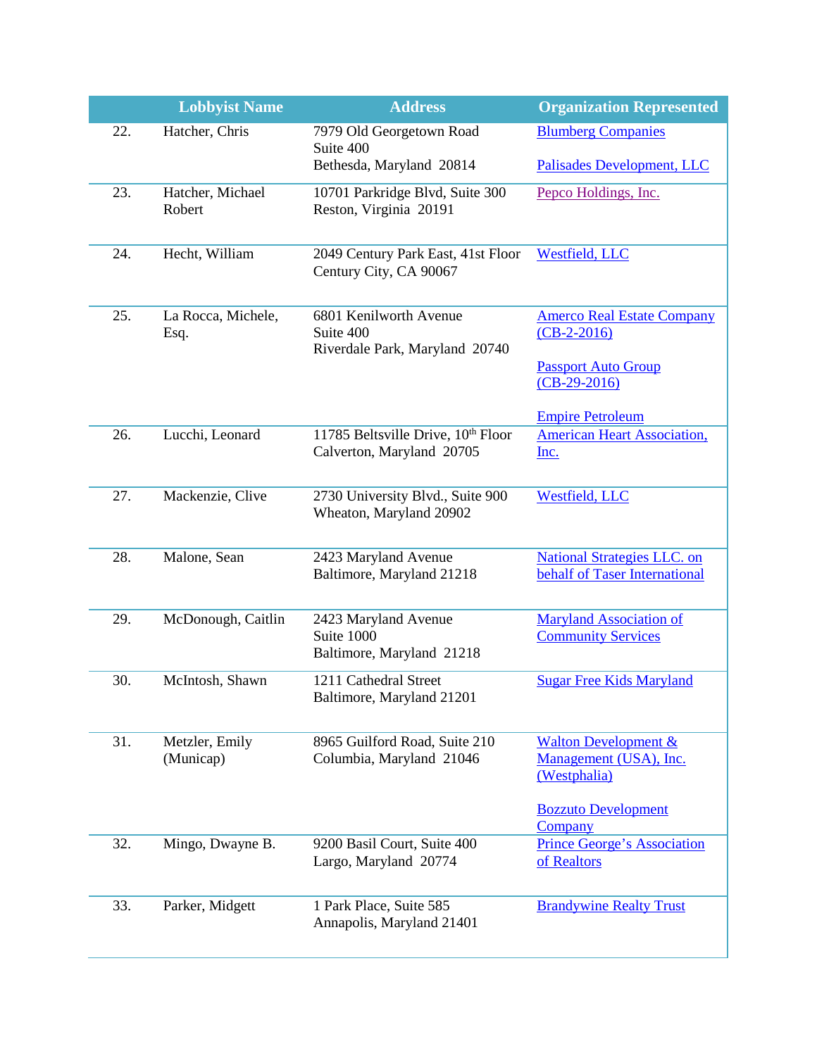| | Lobbyist Name | Address | Organization Represented |
|---|---|---|---|
| 22. | Hatcher, Chris | 7979 Old Georgetown Road<br>Suite 400<br>Bethesda, Maryland 20814 | Blumberg Companies<br><br>Palisades Development, LLC |
| 23. | Hatcher, Michael Robert | 10701 Parkridge Blvd, Suite 300<br>Reston, Virginia 20191 | Pepco Holdings, Inc. |
| 24. | Hecht, William | 2049 Century Park East, 41st Floor<br>Century City, CA 90067 | Westfield, LLC |
| 25. | La Rocca, Michele, Esq. | 6801 Kenilworth Avenue<br>Suite 400<br>Riverdale Park, Maryland 20740 | Amerco Real Estate Company (CB-2-2016)<br><br>Passport Auto Group (CB-29-2016)<br><br>Empire Petroleum |
| 26. | Lucchi, Leonard | 11785 Beltsville Drive, 10th Floor<br>Calverton, Maryland 20705 | American Heart Association, Inc. |
| 27. | Mackenzie, Clive | 2730 University Blvd., Suite 900<br>Wheaton, Maryland 20902 | Westfield, LLC |
| 28. | Malone, Sean | 2423 Maryland Avenue<br>Baltimore, Maryland 21218 | National Strategies LLC. on behalf of Taser International |
| 29. | McDonough, Caitlin | 2423 Maryland Avenue<br>Suite 1000<br>Baltimore, Maryland 21218 | Maryland Association of Community Services |
| 30. | McIntosh, Shawn | 1211 Cathedral Street<br>Baltimore, Maryland 21201 | Sugar Free Kids Maryland |
| 31. | Metzler, Emily (Municap) | 8965 Guilford Road, Suite 210<br>Columbia, Maryland 21046 | Walton Development & Management (USA), Inc. (Westphalia)<br><br>Bozzuto Development Company |
| 32. | Mingo, Dwayne B. | 9200 Basil Court, Suite 400<br>Largo, Maryland 20774 | Prince George's Association of Realtors |
| 33. | Parker, Midgett | 1 Park Place, Suite 585<br>Annapolis, Maryland 21401 | Brandywine Realty Trust |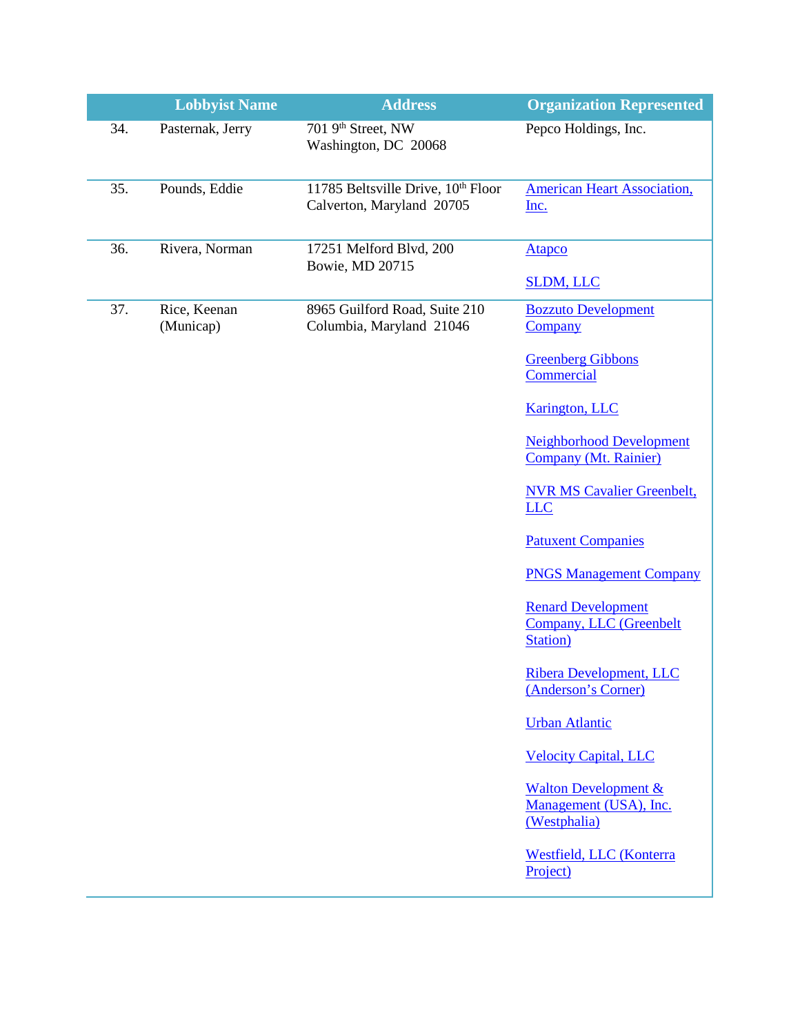|  | Lobbyist Name | Address | Organization Represented |
|---|---|---|---|
| 34. | Pasternak, Jerry | 701 9th Street, NW<br>Washington, DC 20068 | Pepco Holdings, Inc. |
| 35. | Pounds, Eddie | 11785 Beltsville Drive, 10th Floor<br>Calverton, Maryland 20705 | American Heart Association, Inc. |
| 36. | Rivera, Norman | 17251 Melford Blvd, 200<br>Bowie, MD 20715 | Atapco<br><br>SLDM, LLC |
| 37. | Rice, Keenan (Municap) | 8965 Guilford Road, Suite 210<br>Columbia, Maryland 21046 | Bozzuto Development Company<br><br>Greenberg Gibbons Commercial<br><br>Karington, LLC<br><br>Neighborhood Development Company (Mt. Rainier)<br><br>NVR MS Cavalier Greenbelt, LLC<br><br>Patuxent Companies<br><br>PNGS Management Company<br><br>Renard Development Company, LLC (Greenbelt Station)<br><br>Ribera Development, LLC (Anderson's Corner)<br><br>Urban Atlantic<br><br>Velocity Capital, LLC<br><br>Walton Development & Management (USA), Inc. (Westphalia)<br><br>Westfield, LLC (Konterra Project) |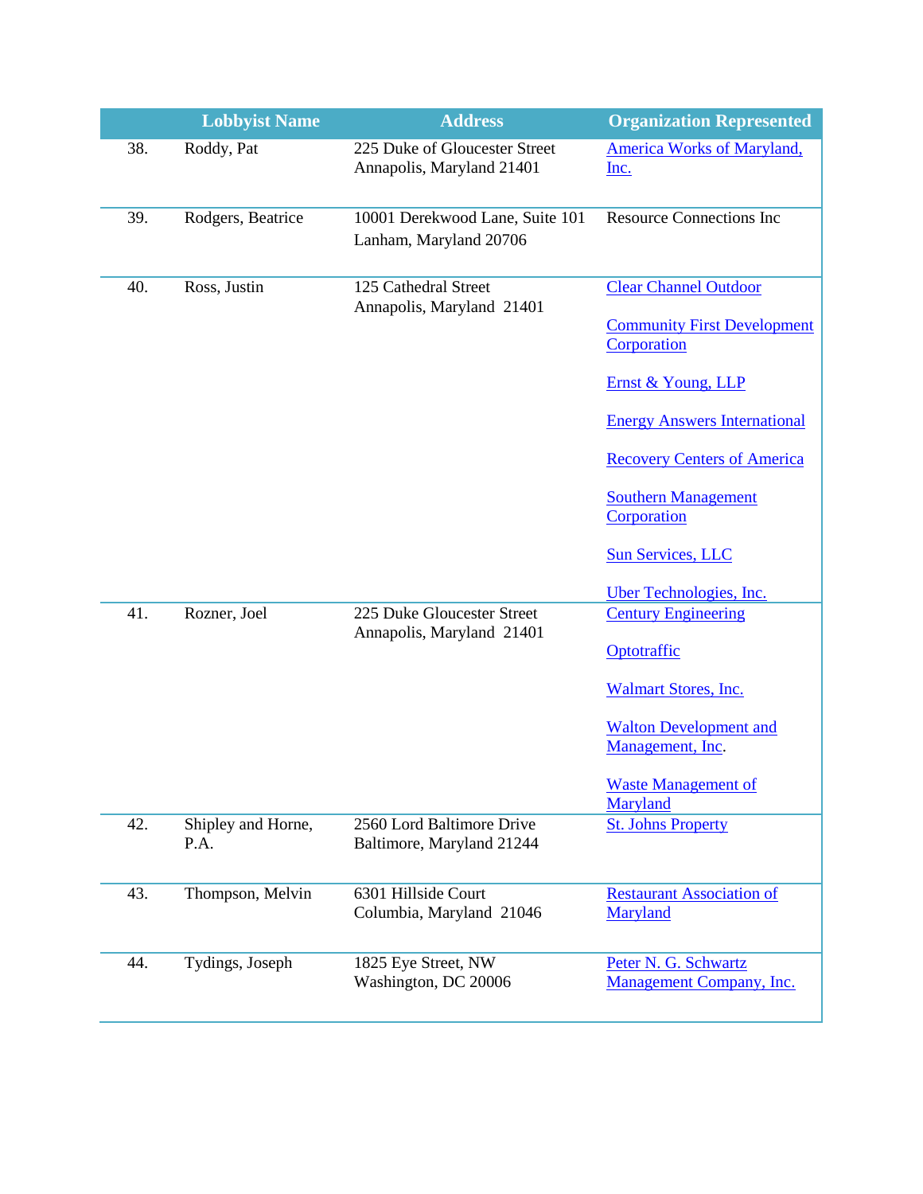| | Lobbyist Name | Address | Organization Represented |
|---|---|---|---|
| 38. | Roddy, Pat | 225 Duke of Gloucester Street<br>Annapolis, Maryland 21401 | America Works of Maryland, Inc. |
| 39. | Rodgers, Beatrice | 10001 Derekwood Lane, Suite 101<br>Lanham, Maryland 20706 | Resource Connections Inc |
| 40. | Ross, Justin | 125 Cathedral Street<br>Annapolis, Maryland 21401 | Clear Channel Outdoor<br><br>Community First Development Corporation<br><br>Ernst & Young, LLP<br><br>Energy Answers International<br><br>Recovery Centers of America<br><br>Southern Management Corporation<br><br>Sun Services, LLC<br><br>Uber Technologies, Inc. |
| 41. | Rozner, Joel | 225 Duke Gloucester Street<br>Annapolis, Maryland 21401 | Century Engineering<br><br>Optotraffic<br><br>Walmart Stores, Inc.<br><br>Walton Development and Management, Inc.<br><br>Waste Management of Maryland |
| 42. | Shipley and Horne, P.A. | 2560 Lord Baltimore Drive<br>Baltimore, Maryland 21244 | St. Johns Property |
| 43. | Thompson, Melvin | 6301 Hillside Court<br>Columbia, Maryland 21046 | Restaurant Association of Maryland |
| 44. | Tydings, Joseph | 1825 Eye Street, NW<br>Washington, DC 20006 | Peter N. G. Schwartz Management Company, Inc. |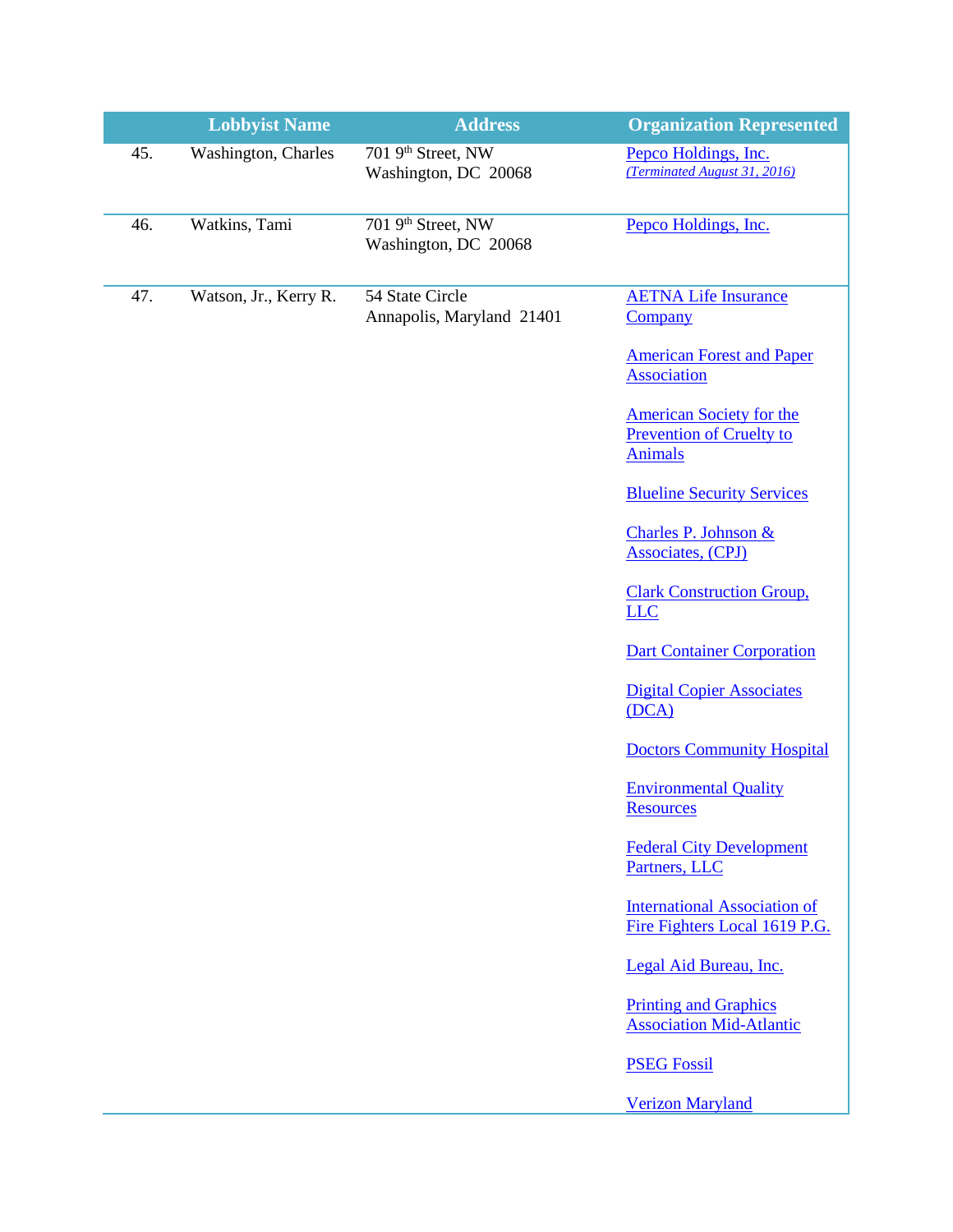| | Lobbyist Name | Address | Organization Represented |
|---|---|---|---|
| 45. | Washington, Charles | 701 9th Street, NW<br>Washington, DC 20068 | Pepco Holdings, Inc.<br>*(Terminated August 31, 2016)* |
| 46. | Watkins, Tami | 701 9th Street, NW<br>Washington, DC 20068 | Pepco Holdings, Inc. |
| 47. | Watson, Jr., Kerry R. | 54 State Circle<br>Annapolis, Maryland 21401 | AETNA Life Insurance Company<br><br>American Forest and Paper Association<br><br>American Society for the Prevention of Cruelty to Animals<br><br>Blueline Security Services<br><br>Charles P. Johnson & Associates, (CPJ)<br><br>Clark Construction Group, LLC<br><br>Dart Container Corporation<br><br>Digital Copier Associates (DCA)<br><br>Doctors Community Hospital<br><br>Environmental Quality Resources<br><br>Federal City Development Partners, LLC<br><br>International Association of Fire Fighters Local 1619 P.G.<br><br>Legal Aid Bureau, Inc.<br><br>Printing and Graphics Association Mid-Atlantic<br><br>PSEG Fossil<br><br>Verizon Maryland |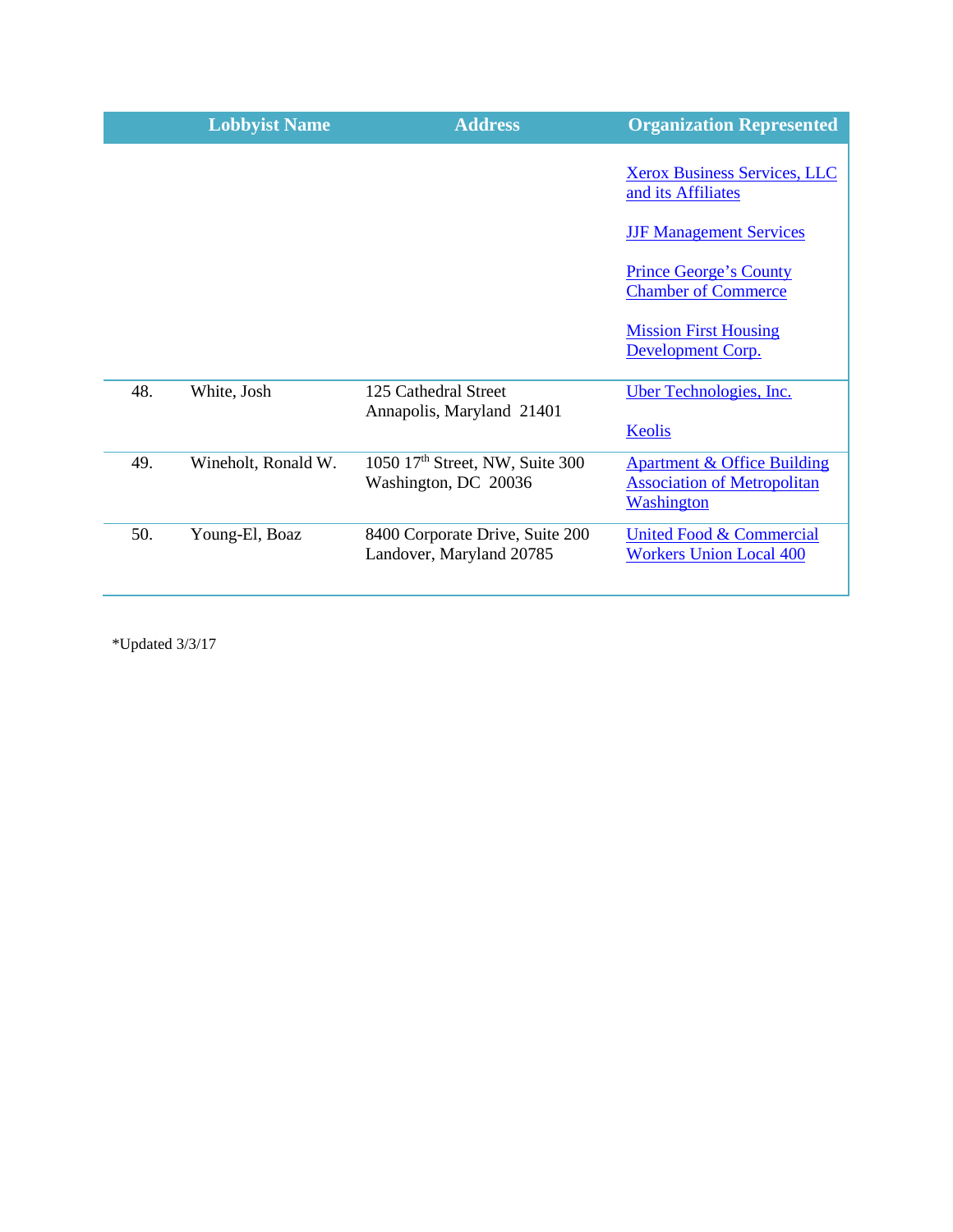| | Lobbyist Name | Address | Organization Represented |
|---|---|---|---|
| | | | Xerox Business Services, LLC and its Affiliates<br><br>JJF Management Services<br><br>Prince George's County Chamber of Commerce<br><br>Mission First Housing Development Corp. |
| 48. | White, Josh | 125 Cathedral Street<br>Annapolis, Maryland 21401 | Uber Technologies, Inc.<br><br>Keolis |
| 49. | Wineholt, Ronald W. | 1050 17th Street, NW, Suite 300<br>Washington, DC 20036 | Apartment & Office Building Association of Metropolitan Washington |
| 50. | Young-El, Boaz | 8400 Corporate Drive, Suite 200<br>Landover, Maryland 20785 | United Food & Commercial Workers Union Local 400 |

*Updated 3/3/17